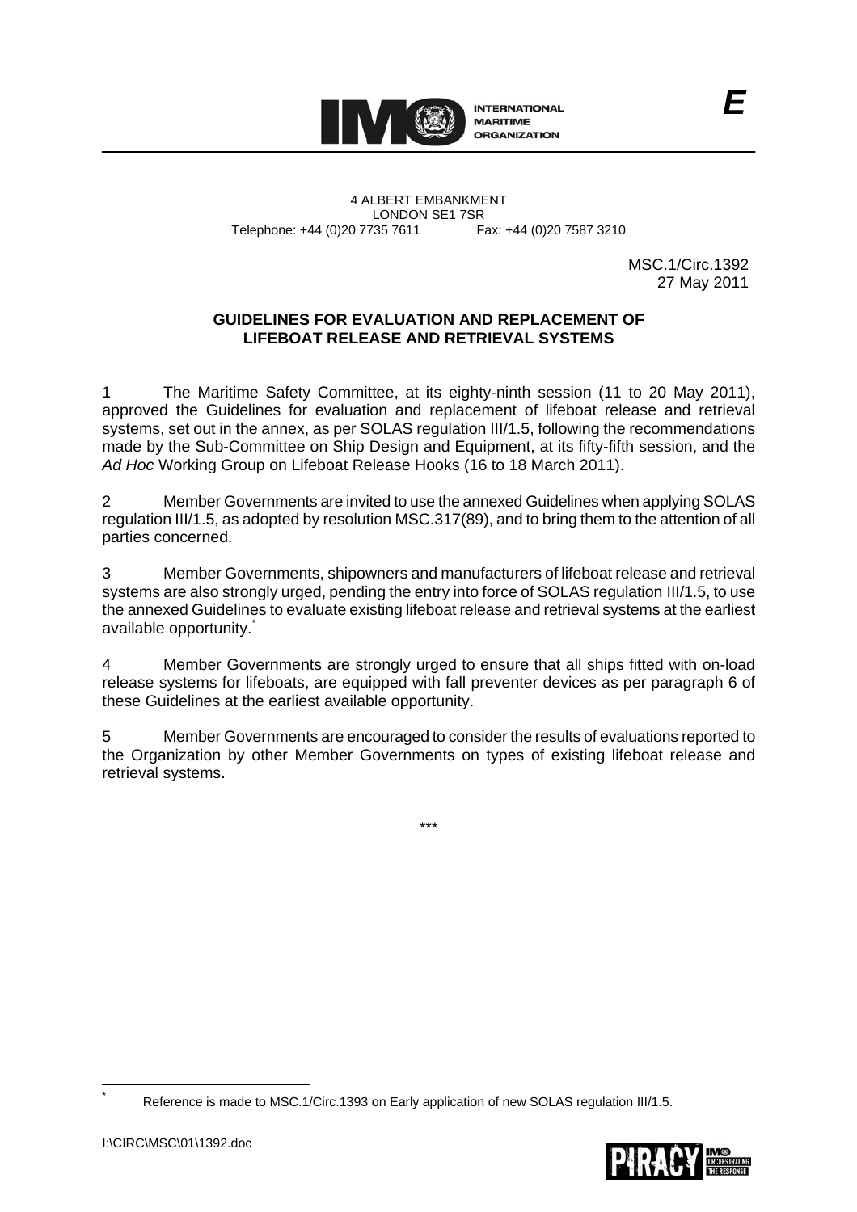INTERNATIONAL MARITIME ORGANIZATION

*E*

4 ALBERT EMBANKMENT
LONDON SE1 7SR
Telephone: +44 (0)20 7735 7611 Fax: +44 (0)20 7587 3210

MSC.1/Circ.1392
27 May 2011

**GUIDELINES FOR EVALUATION AND REPLACEMENT OF LIFEBOAT RELEASE AND RETRIEVAL SYSTEMS**

1 The Maritime Safety Committee, at its eighty-ninth session (11 to 20 May 2011), approved the Guidelines for evaluation and replacement of lifeboat release and retrieval systems, set out in the annex, as per SOLAS regulation III/1.5, following the recommendations made by the Sub-Committee on Ship Design and Equipment, at its fifty-fifth session, and the *Ad Hoc* Working Group on Lifeboat Release Hooks (16 to 18 March 2011).

2 Member Governments are invited to use the annexed Guidelines when applying SOLAS regulation III/1.5, as adopted by resolution MSC.317(89), and to bring them to the attention of all parties concerned.

3 Member Governments, shipowners and manufacturers of lifeboat release and retrieval systems are also strongly urged, pending the entry into force of SOLAS regulation III/1.5, to use the annexed Guidelines to evaluate existing lifeboat release and retrieval systems at the earliest available opportunity.*

4 Member Governments are strongly urged to ensure that all ships fitted with on-load release systems for lifeboats, are equipped with fall preventer devices as per paragraph 6 of these Guidelines at the earliest available opportunity.

5 Member Governments are encouraged to consider the results of evaluations reported to the Organization by other Member Governments on types of existing lifeboat release and retrieval systems.

\*\*\*

---

\* Reference is made to MSC.1/Circ.1393 on Early application of new SOLAS regulation III/1.5.

I:\CIRC\MSC\01\1392.doc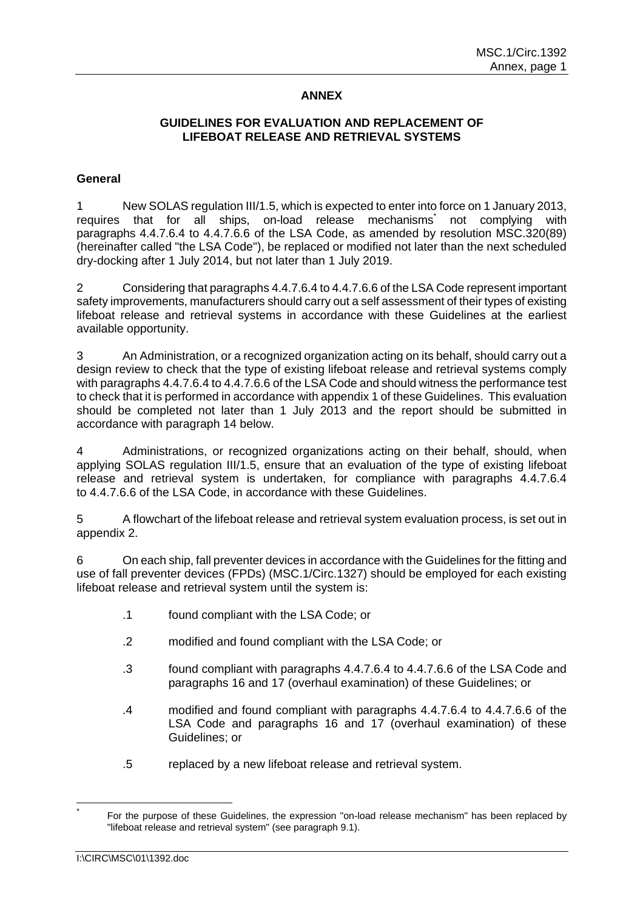# ANNEX

## GUIDELINES FOR EVALUATION AND REPLACEMENT OF LIFEBOAT RELEASE AND RETRIEVAL SYSTEMS

### General

1 New SOLAS regulation III/1.5, which is expected to enter into force on 1 January 2013, requires that for all ships, on-load release mechanisms* not complying with paragraphs 4.4.7.6.4 to 4.4.7.6.6 of the LSA Code, as amended by resolution MSC.320(89) (hereinafter called "the LSA Code"), be replaced or modified not later than the next scheduled dry-docking after 1 July 2014, but not later than 1 July 2019.

2 Considering that paragraphs 4.4.7.6.4 to 4.4.7.6.6 of the LSA Code represent important safety improvements, manufacturers should carry out a self assessment of their types of existing lifeboat release and retrieval systems in accordance with these Guidelines at the earliest available opportunity.

3 An Administration, or a recognized organization acting on its behalf, should carry out a design review to check that the type of existing lifeboat release and retrieval systems comply with paragraphs 4.4.7.6.4 to 4.4.7.6.6 of the LSA Code and should witness the performance test to check that it is performed in accordance with appendix 1 of these Guidelines. This evaluation should be completed not later than 1 July 2013 and the report should be submitted in accordance with paragraph 14 below.

4 Administrations, or recognized organizations acting on their behalf, should, when applying SOLAS regulation III/1.5, ensure that an evaluation of the type of existing lifeboat release and retrieval system is undertaken, for compliance with paragraphs 4.4.7.6.4 to 4.4.7.6.6 of the LSA Code, in accordance with these Guidelines.

5 A flowchart of the lifeboat release and retrieval system evaluation process, is set out in appendix 2.

6 On each ship, fall preventer devices in accordance with the Guidelines for the fitting and use of fall preventer devices (FPDs) (MSC.1/Circ.1327) should be employed for each existing lifeboat release and retrieval system until the system is:

- .1 found compliant with the LSA Code; or
- .2 modified and found compliant with the LSA Code; or
- .3 found compliant with paragraphs 4.4.7.6.4 to 4.4.7.6.6 of the LSA Code and paragraphs 16 and 17 (overhaul examination) of these Guidelines; or
- .4 modified and found compliant with paragraphs 4.4.7.6.4 to 4.4.7.6.6 of the LSA Code and paragraphs 16 and 17 (overhaul examination) of these Guidelines; or
- .5 replaced by a new lifeboat release and retrieval system.

---

* For the purpose of these Guidelines, the expression "on-load release mechanism" has been replaced by "lifeboat release and retrieval system" (see paragraph 9.1).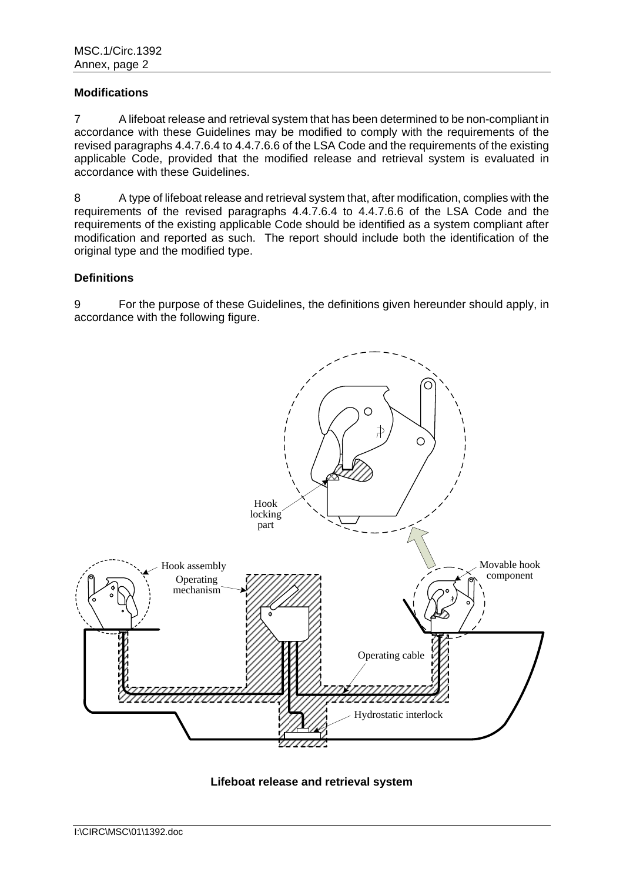**Modifications**

7 A lifeboat release and retrieval system that has been determined to be non-compliant in accordance with these Guidelines may be modified to comply with the requirements of the revised paragraphs 4.4.7.6.4 to 4.4.7.6.6 of the LSA Code and the requirements of the existing applicable Code, provided that the modified release and retrieval system is evaluated in accordance with these Guidelines.

8 A type of lifeboat release and retrieval system that, after modification, complies with the requirements of the revised paragraphs 4.4.7.6.4 to 4.4.7.6.6 of the LSA Code and the requirements of the existing applicable Code should be identified as a system compliant after modification and reported as such. The report should include both the identification of the original type and the modified type.

**Definitions**

9 For the purpose of these Guidelines, the definitions given hereunder should apply, in accordance with the following figure.

Hook locking part

Hook assembly

Operating mechanism

Movable hook component

Operating cable

Hydrostatic interlock

**Lifeboat release and retrieval system**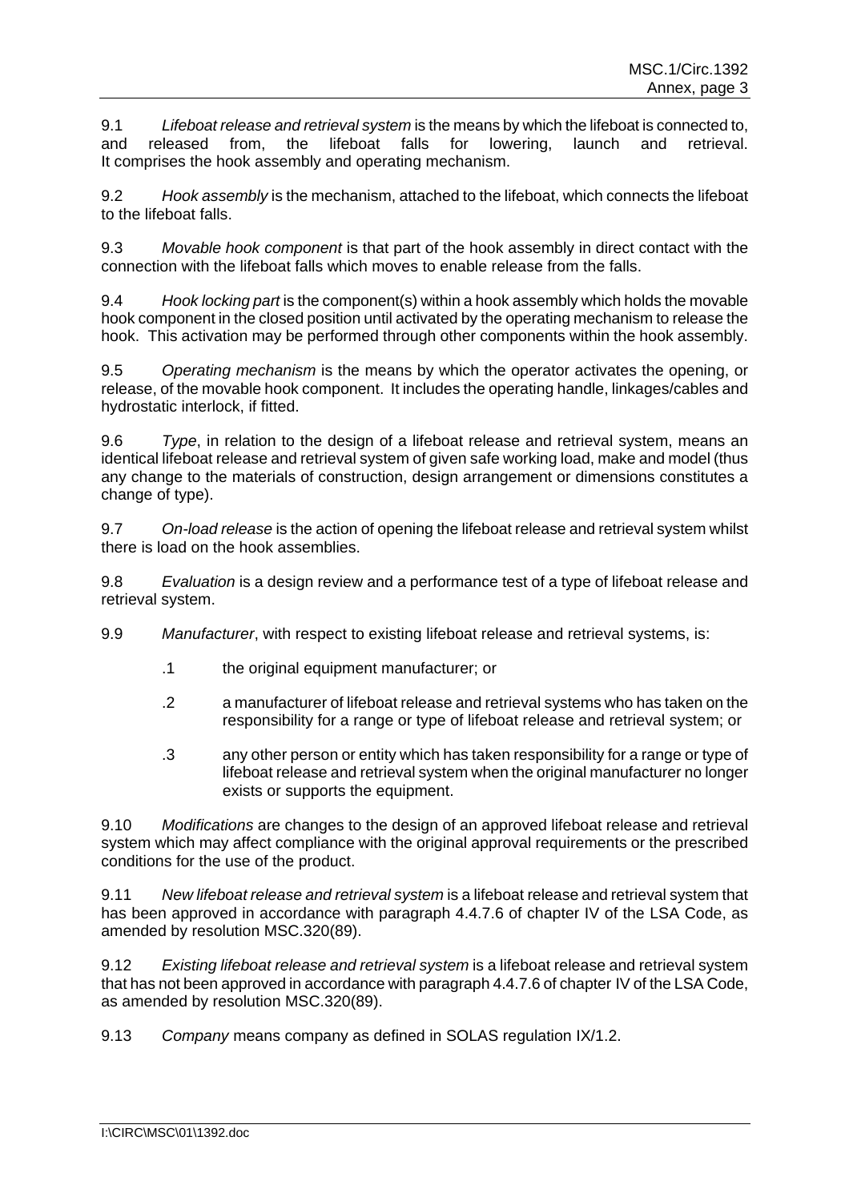9.1 *Lifeboat release and retrieval system* is the means by which the lifeboat is connected to, and released from, the lifeboat falls for lowering, launch and retrieval. It comprises the hook assembly and operating mechanism.

9.2 *Hook assembly* is the mechanism, attached to the lifeboat, which connects the lifeboat to the lifeboat falls.

9.3 *Movable hook component* is that part of the hook assembly in direct contact with the connection with the lifeboat falls which moves to enable release from the falls.

9.4 *Hook locking part* is the component(s) within a hook assembly which holds the movable hook component in the closed position until activated by the operating mechanism to release the hook. This activation may be performed through other components within the hook assembly.

9.5 *Operating mechanism* is the means by which the operator activates the opening, or release, of the movable hook component. It includes the operating handle, linkages/cables and hydrostatic interlock, if fitted.

9.6 *Type*, in relation to the design of a lifeboat release and retrieval system, means an identical lifeboat release and retrieval system of given safe working load, make and model (thus any change to the materials of construction, design arrangement or dimensions constitutes a change of type).

9.7 *On-load release* is the action of opening the lifeboat release and retrieval system whilst there is load on the hook assemblies.

9.8 *Evaluation* is a design review and a performance test of a type of lifeboat release and retrieval system.

9.9 *Manufacturer*, with respect to existing lifeboat release and retrieval systems, is:

- .1 the original equipment manufacturer; or
- .2 a manufacturer of lifeboat release and retrieval systems who has taken on the responsibility for a range or type of lifeboat release and retrieval system; or
- .3 any other person or entity which has taken responsibility for a range or type of lifeboat release and retrieval system when the original manufacturer no longer exists or supports the equipment.

9.10 *Modifications* are changes to the design of an approved lifeboat release and retrieval system which may affect compliance with the original approval requirements or the prescribed conditions for the use of the product.

9.11 *New lifeboat release and retrieval system* is a lifeboat release and retrieval system that has been approved in accordance with paragraph 4.4.7.6 of chapter IV of the LSA Code, as amended by resolution MSC.320(89).

9.12 *Existing lifeboat release and retrieval system* is a lifeboat release and retrieval system that has not been approved in accordance with paragraph 4.4.7.6 of chapter IV of the LSA Code, as amended by resolution MSC.320(89).

9.13 *Company* means company as defined in SOLAS regulation IX/1.2.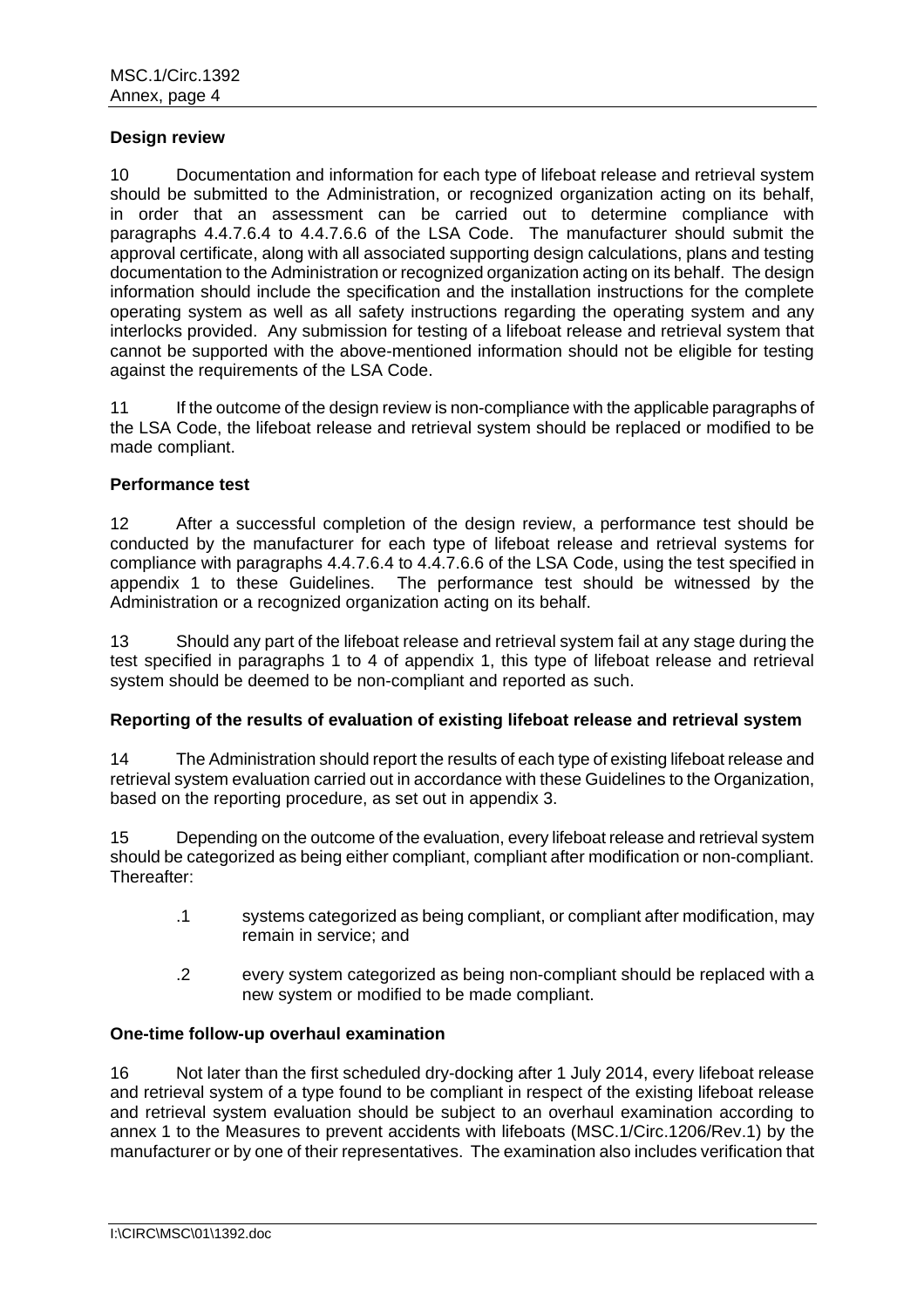**Design review**

10 Documentation and information for each type of lifeboat release and retrieval system should be submitted to the Administration, or recognized organization acting on its behalf, in order that an assessment can be carried out to determine compliance with paragraphs 4.4.7.6.4 to 4.4.7.6.6 of the LSA Code. The manufacturer should submit the approval certificate, along with all associated supporting design calculations, plans and testing documentation to the Administration or recognized organization acting on its behalf. The design information should include the specification and the installation instructions for the complete operating system as well as all safety instructions regarding the operating system and any interlocks provided. Any submission for testing of a lifeboat release and retrieval system that cannot be supported with the above-mentioned information should not be eligible for testing against the requirements of the LSA Code.

11 If the outcome of the design review is non-compliance with the applicable paragraphs of the LSA Code, the lifeboat release and retrieval system should be replaced or modified to be made compliant.

**Performance test**

12 After a successful completion of the design review, a performance test should be conducted by the manufacturer for each type of lifeboat release and retrieval systems for compliance with paragraphs 4.4.7.6.4 to 4.4.7.6.6 of the LSA Code, using the test specified in appendix 1 to these Guidelines. The performance test should be witnessed by the Administration or a recognized organization acting on its behalf.

13 Should any part of the lifeboat release and retrieval system fail at any stage during the test specified in paragraphs 1 to 4 of appendix 1, this type of lifeboat release and retrieval system should be deemed to be non-compliant and reported as such.

**Reporting of the results of evaluation of existing lifeboat release and retrieval system**

14 The Administration should report the results of each type of existing lifeboat release and retrieval system evaluation carried out in accordance with these Guidelines to the Organization, based on the reporting procedure, as set out in appendix 3.

15 Depending on the outcome of the evaluation, every lifeboat release and retrieval system should be categorized as being either compliant, compliant after modification or non-compliant. Thereafter:

- .1 systems categorized as being compliant, or compliant after modification, may remain in service; and
- .2 every system categorized as being non-compliant should be replaced with a new system or modified to be made compliant.

**One-time follow-up overhaul examination**

16 Not later than the first scheduled dry-docking after 1 July 2014, every lifeboat release and retrieval system of a type found to be compliant in respect of the existing lifeboat release and retrieval system evaluation should be subject to an overhaul examination according to annex 1 to the Measures to prevent accidents with lifeboats (MSC.1/Circ.1206/Rev.1) by the manufacturer or by one of their representatives. The examination also includes verification that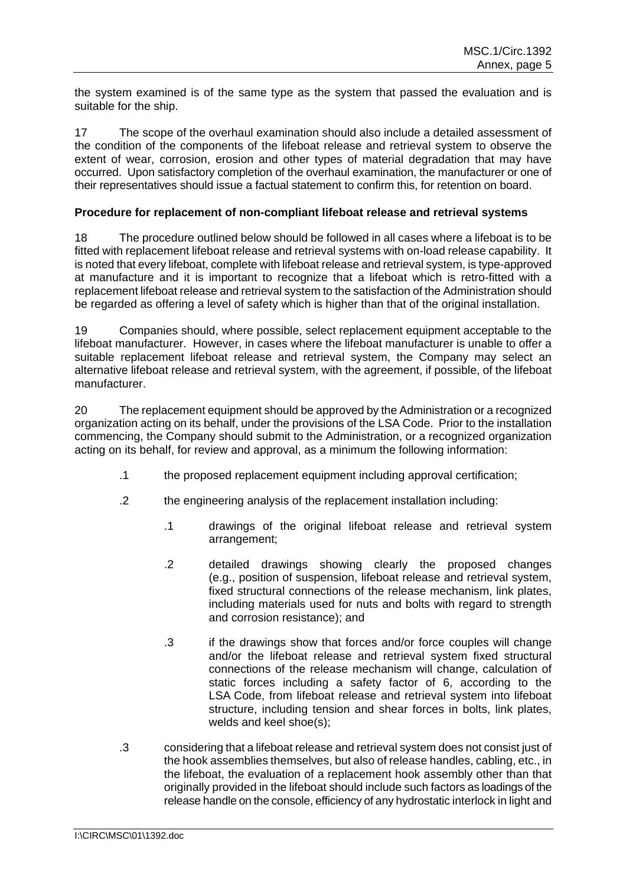the system examined is of the same type as the system that passed the evaluation and is suitable for the ship.

17 The scope of the overhaul examination should also include a detailed assessment of the condition of the components of the lifeboat release and retrieval system to observe the extent of wear, corrosion, erosion and other types of material degradation that may have occurred. Upon satisfactory completion of the overhaul examination, the manufacturer or one of their representatives should issue a factual statement to confirm this, for retention on board.

**Procedure for replacement of non-compliant lifeboat release and retrieval systems**

18 The procedure outlined below should be followed in all cases where a lifeboat is to be fitted with replacement lifeboat release and retrieval systems with on-load release capability. It is noted that every lifeboat, complete with lifeboat release and retrieval system, is type-approved at manufacture and it is important to recognize that a lifeboat which is retro-fitted with a replacement lifeboat release and retrieval system to the satisfaction of the Administration should be regarded as offering a level of safety which is higher than that of the original installation.

19 Companies should, where possible, select replacement equipment acceptable to the lifeboat manufacturer. However, in cases where the lifeboat manufacturer is unable to offer a suitable replacement lifeboat release and retrieval system, the Company may select an alternative lifeboat release and retrieval system, with the agreement, if possible, of the lifeboat manufacturer.

20 The replacement equipment should be approved by the Administration or a recognized organization acting on its behalf, under the provisions of the LSA Code. Prior to the installation commencing, the Company should submit to the Administration, or a recognized organization acting on its behalf, for review and approval, as a minimum the following information:

- .1 the proposed replacement equipment including approval certification;
- .2 the engineering analysis of the replacement installation including:
  - .1 drawings of the original lifeboat release and retrieval system arrangement;
  - .2 detailed drawings showing clearly the proposed changes (e.g., position of suspension, lifeboat release and retrieval system, fixed structural connections of the release mechanism, link plates, including materials used for nuts and bolts with regard to strength and corrosion resistance); and
  - .3 if the drawings show that forces and/or force couples will change and/or the lifeboat release and retrieval system fixed structural connections of the release mechanism will change, calculation of static forces including a safety factor of 6, according to the LSA Code, from lifeboat release and retrieval system into lifeboat structure, including tension and shear forces in bolts, link plates, welds and keel shoe(s);
- .3 considering that a lifeboat release and retrieval system does not consist just of the hook assemblies themselves, but also of release handles, cabling, etc., in the lifeboat, the evaluation of a replacement hook assembly other than that originally provided in the lifeboat should include such factors as loadings of the release handle on the console, efficiency of any hydrostatic interlock in light and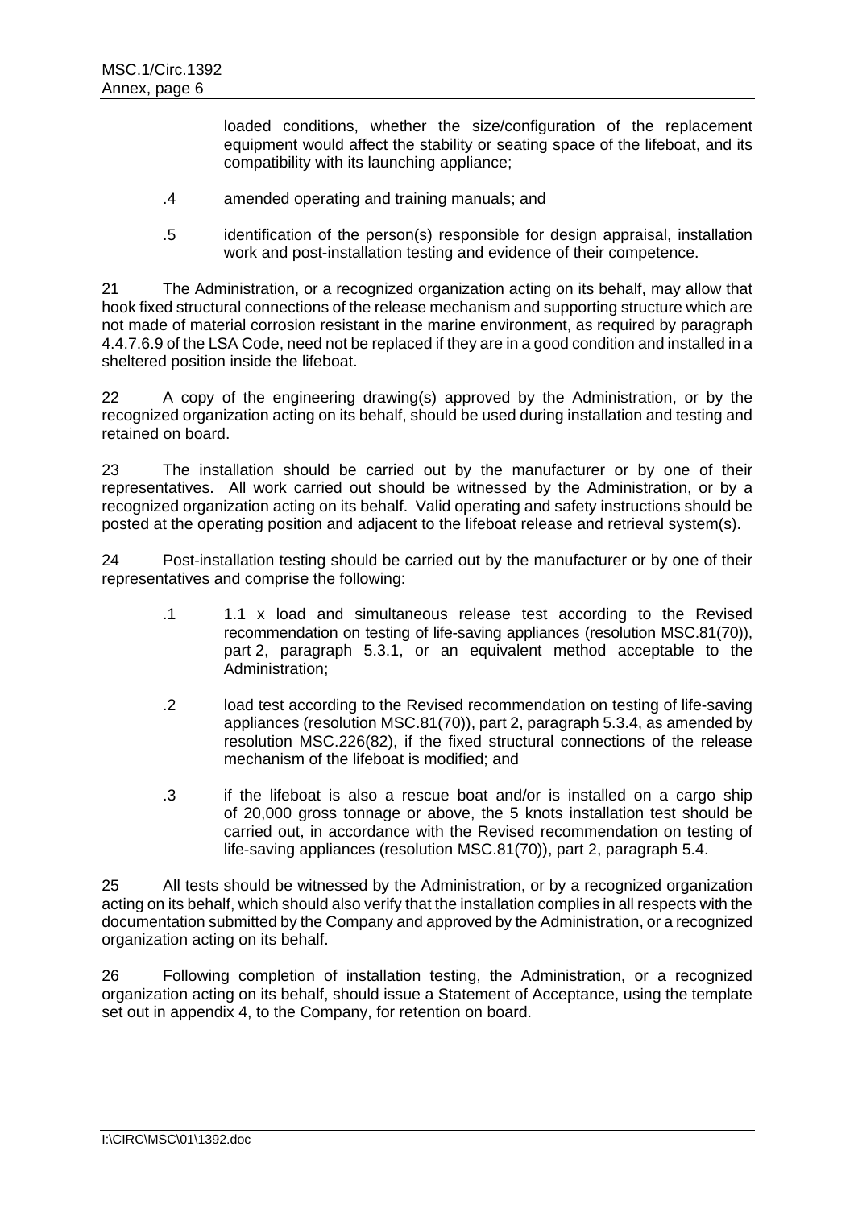loaded conditions, whether the size/configuration of the replacement equipment would affect the stability or seating space of the lifeboat, and its compatibility with its launching appliance;

.4 amended operating and training manuals; and

.5 identification of the person(s) responsible for design appraisal, installation work and post-installation testing and evidence of their competence.

21 The Administration, or a recognized organization acting on its behalf, may allow that hook fixed structural connections of the release mechanism and supporting structure which are not made of material corrosion resistant in the marine environment, as required by paragraph 4.4.7.6.9 of the LSA Code, need not be replaced if they are in a good condition and installed in a sheltered position inside the lifeboat.

22 A copy of the engineering drawing(s) approved by the Administration, or by the recognized organization acting on its behalf, should be used during installation and testing and retained on board.

23 The installation should be carried out by the manufacturer or by one of their representatives. All work carried out should be witnessed by the Administration, or by a recognized organization acting on its behalf. Valid operating and safety instructions should be posted at the operating position and adjacent to the lifeboat release and retrieval system(s).

24 Post-installation testing should be carried out by the manufacturer or by one of their representatives and comprise the following:

.1 1.1 x load and simultaneous release test according to the Revised recommendation on testing of life-saving appliances (resolution MSC.81(70)), part 2, paragraph 5.3.1, or an equivalent method acceptable to the Administration;

.2 load test according to the Revised recommendation on testing of life-saving appliances (resolution MSC.81(70)), part 2, paragraph 5.3.4, as amended by resolution MSC.226(82), if the fixed structural connections of the release mechanism of the lifeboat is modified; and

.3 if the lifeboat is also a rescue boat and/or is installed on a cargo ship of 20,000 gross tonnage or above, the 5 knots installation test should be carried out, in accordance with the Revised recommendation on testing of life-saving appliances (resolution MSC.81(70)), part 2, paragraph 5.4.

25 All tests should be witnessed by the Administration, or by a recognized organization acting on its behalf, which should also verify that the installation complies in all respects with the documentation submitted by the Company and approved by the Administration, or a recognized organization acting on its behalf.

26 Following completion of installation testing, the Administration, or a recognized organization acting on its behalf, should issue a Statement of Acceptance, using the template set out in appendix 4, to the Company, for retention on board.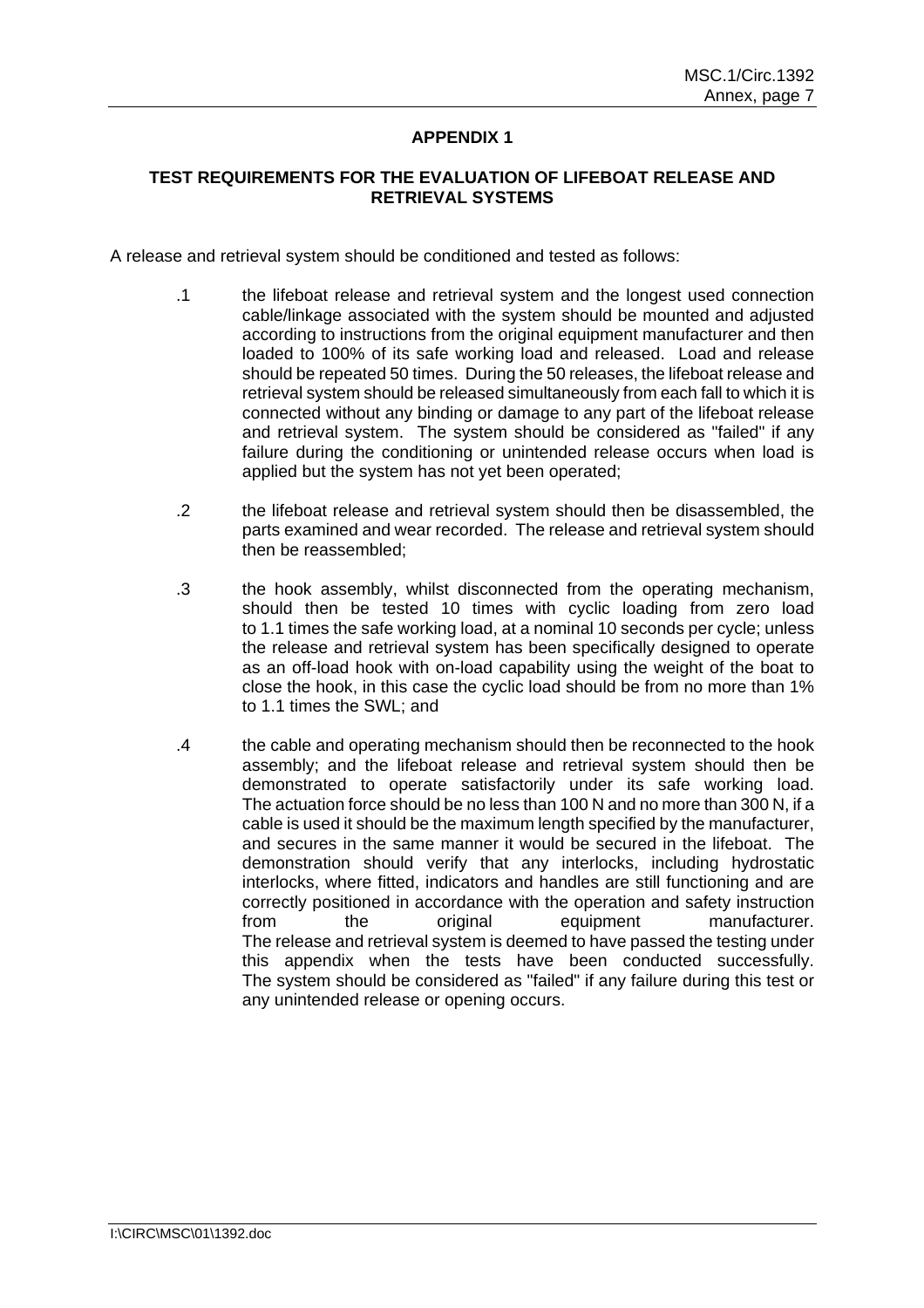## APPENDIX 1

### TEST REQUIREMENTS FOR THE EVALUATION OF LIFEBOAT RELEASE AND RETRIEVAL SYSTEMS

A release and retrieval system should be conditioned and tested as follows:

.1 the lifeboat release and retrieval system and the longest used connection cable/linkage associated with the system should be mounted and adjusted according to instructions from the original equipment manufacturer and then loaded to 100% of its safe working load and released. Load and release should be repeated 50 times. During the 50 releases, the lifeboat release and retrieval system should be released simultaneously from each fall to which it is connected without any binding or damage to any part of the lifeboat release and retrieval system. The system should be considered as "failed" if any failure during the conditioning or unintended release occurs when load is applied but the system has not yet been operated;

.2 the lifeboat release and retrieval system should then be disassembled, the parts examined and wear recorded. The release and retrieval system should then be reassembled;

.3 the hook assembly, whilst disconnected from the operating mechanism, should then be tested 10 times with cyclic loading from zero load to 1.1 times the safe working load, at a nominal 10 seconds per cycle; unless the release and retrieval system has been specifically designed to operate as an off-load hook with on-load capability using the weight of the boat to close the hook, in this case the cyclic load should be from no more than 1% to 1.1 times the SWL; and

.4 the cable and operating mechanism should then be reconnected to the hook assembly; and the lifeboat release and retrieval system should then be demonstrated to operate satisfactorily under its safe working load. The actuation force should be no less than 100 N and no more than 300 N, if a cable is used it should be the maximum length specified by the manufacturer, and secures in the same manner it would be secured in the lifeboat. The demonstration should verify that any interlocks, including hydrostatic interlocks, where fitted, indicators and handles are still functioning and are correctly positioned in accordance with the operation and safety instruction from the original equipment manufacturer. The release and retrieval system is deemed to have passed the testing under this appendix when the tests have been conducted successfully. The system should be considered as "failed" if any failure during this test or any unintended release or opening occurs.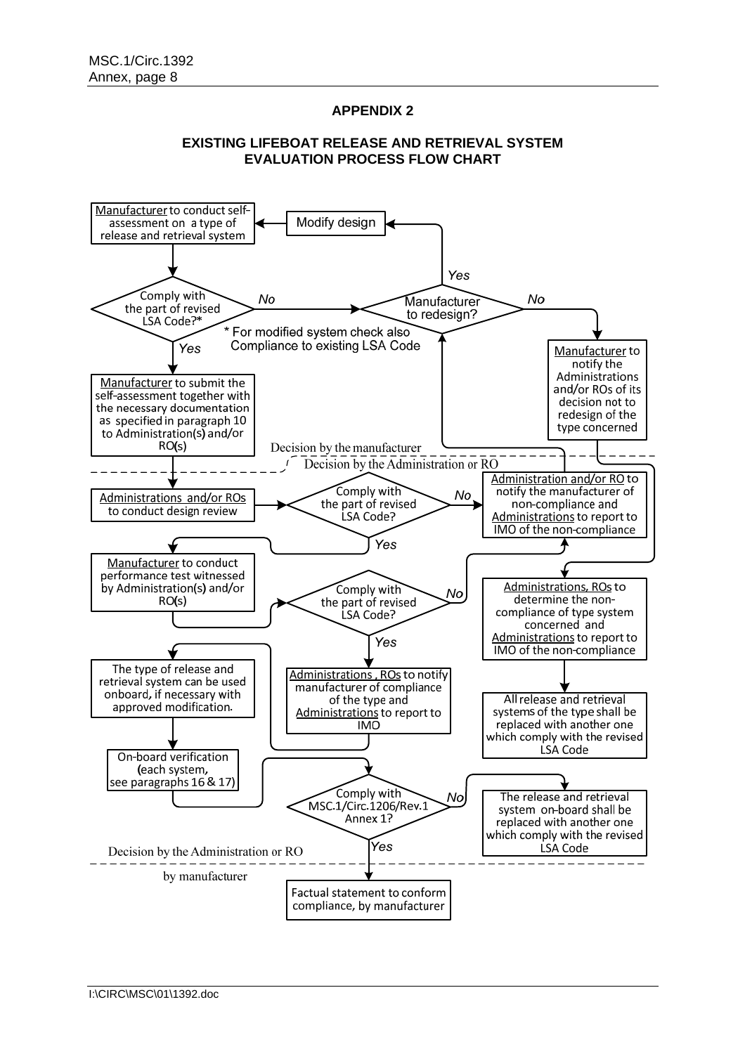## APPENDIX 2

### EXISTING LIFEBOAT RELEASE AND RETRIEVAL SYSTEM EVALUATION PROCESS FLOW CHART

Manufacturer to conduct self-assessment on a type of release and retrieval system

Modify design

Comply with the part of revised LSA Code?*

No

Manufacturer to redesign?

Yes

No

\* For modified system check also Compliance to existing LSA Code

Yes

Manufacturer to notify the Administrations and/or ROs of its decision not to redesign of the type concerned

Manufacturer to submit the self-assessment together with the necessary documentation as specified in paragraph 10 to Administration(s) and/or RO(s)

Decision by the manufacturer

Decision by the Administration or RO

Administrations and/or ROs to conduct design review

Comply with the part of revised LSA Code?

No

Administration and/or RO to notify the manufacturer of non-compliance and Administrations to report to IMO of the non-compliance

Yes

Manufacturer to conduct performance test witnessed by Administration(s) and/or RO(s)

Comply with the part of revised LSA Code?

No

Administrations, ROs to determine the non-compliance of type system concerned and Administrations to report to IMO of the non-compliance

Yes

The type of release and retrieval system can be used onboard, if necessary with approved modification.

Administrations , ROs to notify manufacturer of compliance of the type and Administrations to report to IMO

All release and retrieval systems of the type shall be replaced with another one which comply with the revised LSA Code

On-board verification (each system, see paragraphs 16 & 17)

Comply with MSC.1/Circ.1206/Rev.1 Annex 1?

No

The release and retrieval system on-board shall be replaced with another one which comply with the revised LSA Code

Yes

Decision by the Administration or RO

by manufacturer

Factual statement to conform compliance, by manufacturer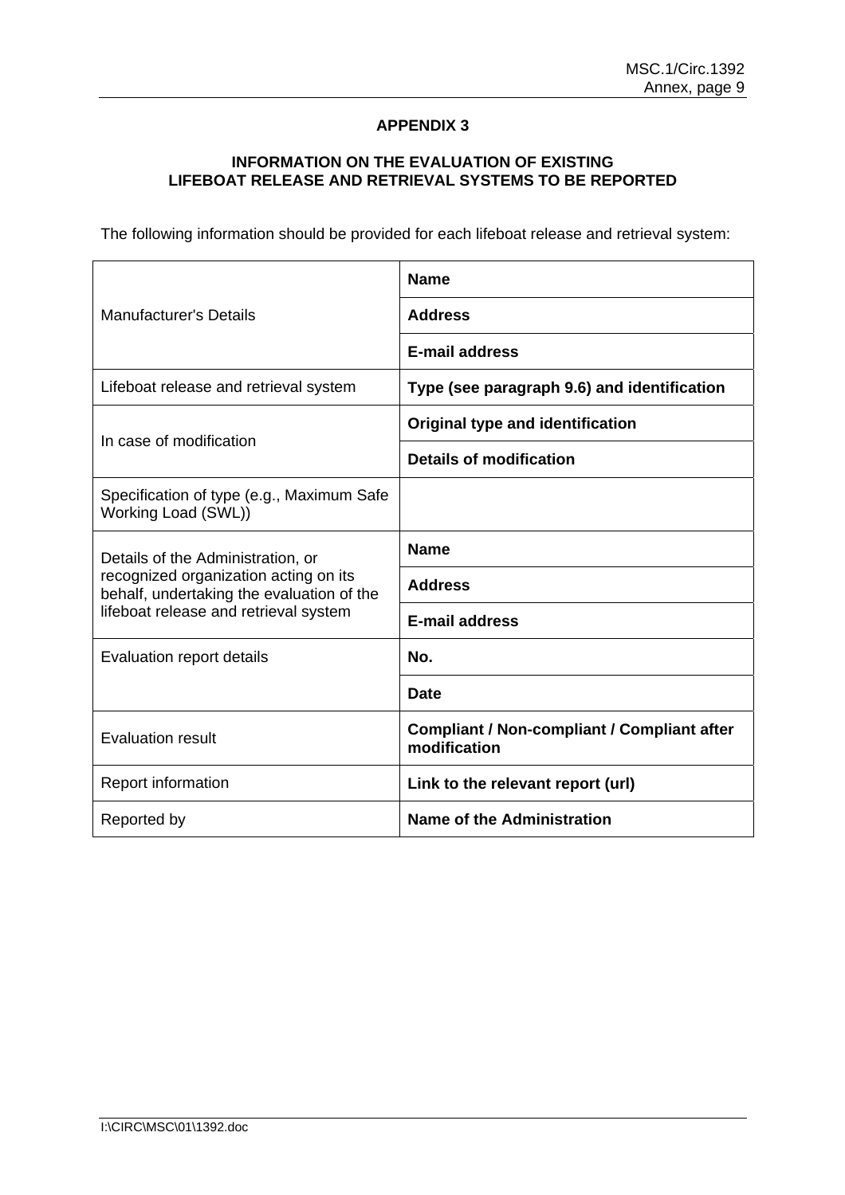## APPENDIX 3

### INFORMATION ON THE EVALUATION OF EXISTING LIFEBOAT RELEASE AND RETRIEVAL SYSTEMS TO BE REPORTED

The following information should be provided for each lifeboat release and retrieval system:

| | |
|---|---|
| Manufacturer's Details | **Name** |
| | **Address** |
| | **E-mail address** |
| Lifeboat release and retrieval system | **Type (see paragraph 9.6) and identification** |
| In case of modification | **Original type and identification** |
| | **Details of modification** |
| Specification of type (e.g., Maximum Safe Working Load (SWL)) | |
| Details of the Administration, or recognized organization acting on its behalf, undertaking the evaluation of the lifeboat release and retrieval system | **Name** |
| | **Address** |
| | **E-mail address** |
| Evaluation report details | **No.** |
| | **Date** |
| Evaluation result | **Compliant / Non-compliant / Compliant after modification** |
| Report information | **Link to the relevant report (url)** |
| Reported by | **Name of the Administration** |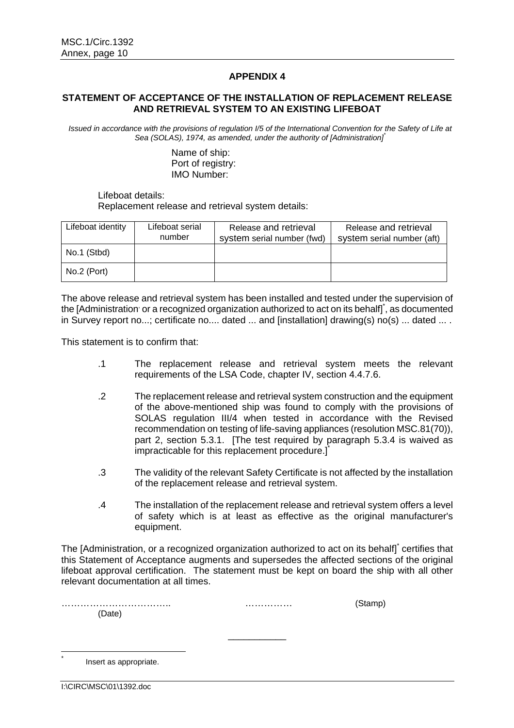## APPENDIX 4

### STATEMENT OF ACCEPTANCE OF THE INSTALLATION OF REPLACEMENT RELEASE AND RETRIEVAL SYSTEM TO AN EXISTING LIFEBOAT

*Issued in accordance with the provisions of regulation I/5 of the International Convention for the Safety of Life at Sea (SOLAS), 1974, as amended, under the authority of [Administration]**

Name of ship:
Port of registry:
IMO Number:

Lifeboat details:
Replacement release and retrieval system details:

| Lifeboat identity | Lifeboat serial number | Release and retrieval system serial number (fwd) | Release and retrieval system serial number (aft) |
|---|---|---|---|
| No.1 (Stbd) | | | |
| No.2 (Port) | | | |

The above release and retrieval system has been installed and tested under the supervision of the [Administration or a recognized organization authorized to act on its behalf]*, as documented in Survey report no...; certificate no.... dated ... and [installation] drawing(s) no(s) ... dated ... .

This statement is to confirm that:

.1 The replacement release and retrieval system meets the relevant requirements of the LSA Code, chapter IV, section 4.4.7.6.

.2 The replacement release and retrieval system construction and the equipment of the above-mentioned ship was found to comply with the provisions of SOLAS regulation III/4 when tested in accordance with the Revised recommendation on testing of life-saving appliances (resolution MSC.81(70)), part 2, section 5.3.1. [The test required by paragraph 5.3.4 is waived as impracticable for this replacement procedure.]*

.3 The validity of the relevant Safety Certificate is not affected by the installation of the replacement release and retrieval system.

.4 The installation of the replacement release and retrieval system offers a level of safety which is at least as effective as the original manufacturer's equipment.

The [Administration, or a recognized organization authorized to act on its behalf]* certifies that this Statement of Acceptance augments and supersedes the affected sections of the original lifeboat approval certification. The statement must be kept on board the ship with all other relevant documentation at all times.

…………………………….. (Date) …………… (Stamp)

___________

\* Insert as appropriate.